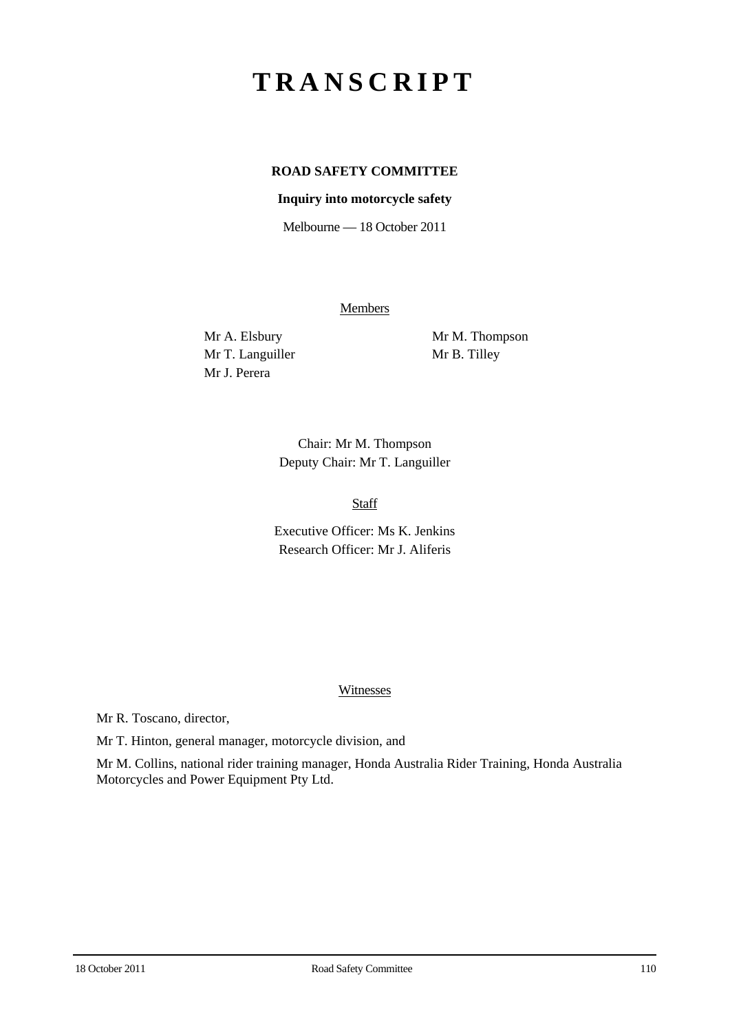# TRANSCRIPT

**ROAD SAFETY COMMITTEE**

**Inquiry into motorcycle safety**

Melbourne — 18 October 2011

Members

Mr A. Elsbury
Mr T. Languiller
Mr J. Perera
Mr M. Thompson
Mr B. Tilley

Chair: Mr M. Thompson
Deputy Chair: Mr T. Languiller

Staff

Executive Officer: Ms K. Jenkins
Research Officer: Mr J. Aliferis

Witnesses

Mr R. Toscano, director,

Mr T. Hinton, general manager, motorcycle division, and

Mr M. Collins, national rider training manager, Honda Australia Rider Training, Honda Australia Motorcycles and Power Equipment Pty Ltd.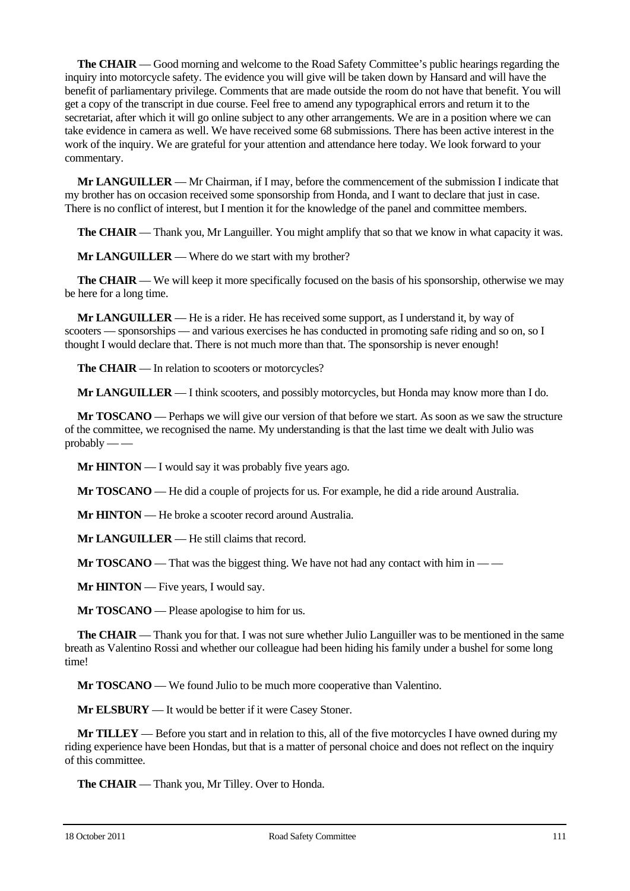**The CHAIR** — Good morning and welcome to the Road Safety Committee's public hearings regarding the inquiry into motorcycle safety. The evidence you will give will be taken down by Hansard and will have the benefit of parliamentary privilege. Comments that are made outside the room do not have that benefit. You will get a copy of the transcript in due course. Feel free to amend any typographical errors and return it to the secretariat, after which it will go online subject to any other arrangements. We are in a position where we can take evidence in camera as well. We have received some 68 submissions. There has been active interest in the work of the inquiry. We are grateful for your attention and attendance here today. We look forward to your commentary.

**Mr LANGUILLER** — Mr Chairman, if I may, before the commencement of the submission I indicate that my brother has on occasion received some sponsorship from Honda, and I want to declare that just in case. There is no conflict of interest, but I mention it for the knowledge of the panel and committee members.

**The CHAIR** — Thank you, Mr Languiller. You might amplify that so that we know in what capacity it was.

**Mr LANGUILLER** — Where do we start with my brother?

**The CHAIR** — We will keep it more specifically focused on the basis of his sponsorship, otherwise we may be here for a long time.

**Mr LANGUILLER** — He is a rider. He has received some support, as I understand it, by way of scooters — sponsorships — and various exercises he has conducted in promoting safe riding and so on, so I thought I would declare that. There is not much more than that. The sponsorship is never enough!

**The CHAIR** — In relation to scooters or motorcycles?

**Mr LANGUILLER** — I think scooters, and possibly motorcycles, but Honda may know more than I do.

**Mr TOSCANO** — Perhaps we will give our version of that before we start. As soon as we saw the structure of the committee, we recognised the name. My understanding is that the last time we dealt with Julio was probably — —

**Mr HINTON** — I would say it was probably five years ago.

**Mr TOSCANO** — He did a couple of projects for us. For example, he did a ride around Australia.

**Mr HINTON** — He broke a scooter record around Australia.

**Mr LANGUILLER** — He still claims that record.

**Mr TOSCANO** — That was the biggest thing. We have not had any contact with him in — —

**Mr HINTON** — Five years, I would say.

**Mr TOSCANO** — Please apologise to him for us.

**The CHAIR** — Thank you for that. I was not sure whether Julio Languiller was to be mentioned in the same breath as Valentino Rossi and whether our colleague had been hiding his family under a bushel for some long time!

**Mr TOSCANO** — We found Julio to be much more cooperative than Valentino.

**Mr ELSBURY** — It would be better if it were Casey Stoner.

**Mr TILLEY** — Before you start and in relation to this, all of the five motorcycles I have owned during my riding experience have been Hondas, but that is a matter of personal choice and does not reflect on the inquiry of this committee.

**The CHAIR** — Thank you, Mr Tilley. Over to Honda.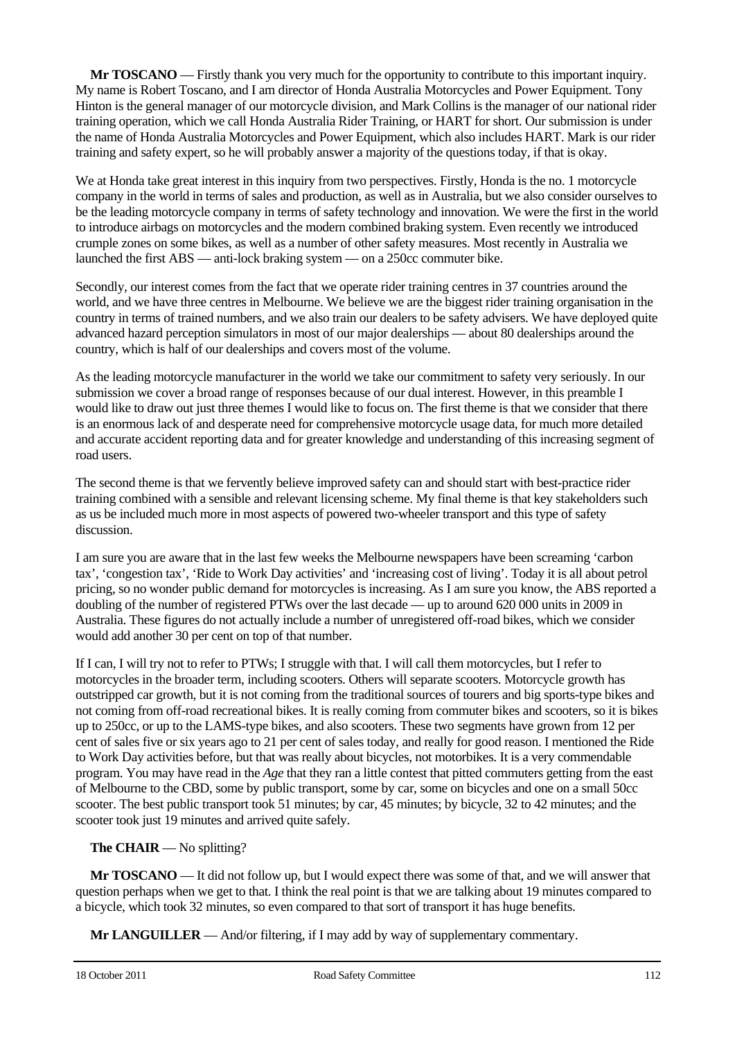**Mr TOSCANO** — Firstly thank you very much for the opportunity to contribute to this important inquiry. My name is Robert Toscano, and I am director of Honda Australia Motorcycles and Power Equipment. Tony Hinton is the general manager of our motorcycle division, and Mark Collins is the manager of our national rider training operation, which we call Honda Australia Rider Training, or HART for short. Our submission is under the name of Honda Australia Motorcycles and Power Equipment, which also includes HART. Mark is our rider training and safety expert, so he will probably answer a majority of the questions today, if that is okay.

We at Honda take great interest in this inquiry from two perspectives. Firstly, Honda is the no. 1 motorcycle company in the world in terms of sales and production, as well as in Australia, but we also consider ourselves to be the leading motorcycle company in terms of safety technology and innovation. We were the first in the world to introduce airbags on motorcycles and the modern combined braking system. Even recently we introduced crumple zones on some bikes, as well as a number of other safety measures. Most recently in Australia we launched the first ABS — anti-lock braking system — on a 250cc commuter bike.

Secondly, our interest comes from the fact that we operate rider training centres in 37 countries around the world, and we have three centres in Melbourne. We believe we are the biggest rider training organisation in the country in terms of trained numbers, and we also train our dealers to be safety advisers. We have deployed quite advanced hazard perception simulators in most of our major dealerships — about 80 dealerships around the country, which is half of our dealerships and covers most of the volume.

As the leading motorcycle manufacturer in the world we take our commitment to safety very seriously. In our submission we cover a broad range of responses because of our dual interest. However, in this preamble I would like to draw out just three themes I would like to focus on. The first theme is that we consider that there is an enormous lack of and desperate need for comprehensive motorcycle usage data, for much more detailed and accurate accident reporting data and for greater knowledge and understanding of this increasing segment of road users.

The second theme is that we fervently believe improved safety can and should start with best-practice rider training combined with a sensible and relevant licensing scheme. My final theme is that key stakeholders such as us be included much more in most aspects of powered two-wheeler transport and this type of safety discussion.

I am sure you are aware that in the last few weeks the Melbourne newspapers have been screaming 'carbon tax', 'congestion tax', 'Ride to Work Day activities' and 'increasing cost of living'. Today it is all about petrol pricing, so no wonder public demand for motorcycles is increasing. As I am sure you know, the ABS reported a doubling of the number of registered PTWs over the last decade — up to around 620 000 units in 2009 in Australia. These figures do not actually include a number of unregistered off-road bikes, which we consider would add another 30 per cent on top of that number.

If I can, I will try not to refer to PTWs; I struggle with that. I will call them motorcycles, but I refer to motorcycles in the broader term, including scooters. Others will separate scooters. Motorcycle growth has outstripped car growth, but it is not coming from the traditional sources of tourers and big sports-type bikes and not coming from off-road recreational bikes. It is really coming from commuter bikes and scooters, so it is bikes up to 250cc, or up to the LAMS-type bikes, and also scooters. These two segments have grown from 12 per cent of sales five or six years ago to 21 per cent of sales today, and really for good reason. I mentioned the Ride to Work Day activities before, but that was really about bicycles, not motorbikes. It is a very commendable program. You may have read in the *Age* that they ran a little contest that pitted commuters getting from the east of Melbourne to the CBD, some by public transport, some by car, some on bicycles and one on a small 50cc scooter. The best public transport took 51 minutes; by car, 45 minutes; by bicycle, 32 to 42 minutes; and the scooter took just 19 minutes and arrived quite safely.

**The CHAIR** — No splitting?

**Mr TOSCANO** — It did not follow up, but I would expect there was some of that, and we will answer that question perhaps when we get to that. I think the real point is that we are talking about 19 minutes compared to a bicycle, which took 32 minutes, so even compared to that sort of transport it has huge benefits.

**Mr LANGUILLER** — And/or filtering, if I may add by way of supplementary commentary.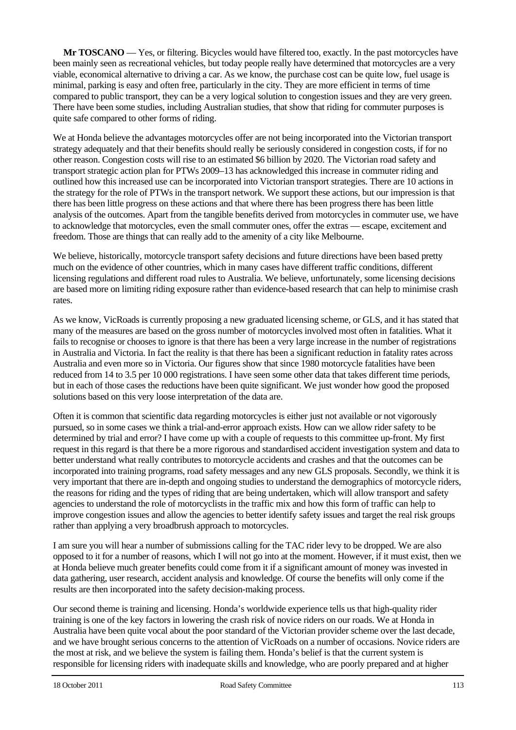**Mr TOSCANO** — Yes, or filtering. Bicycles would have filtered too, exactly. In the past motorcycles have been mainly seen as recreational vehicles, but today people really have determined that motorcycles are a very viable, economical alternative to driving a car. As we know, the purchase cost can be quite low, fuel usage is minimal, parking is easy and often free, particularly in the city. They are more efficient in terms of time compared to public transport, they can be a very logical solution to congestion issues and they are very green. There have been some studies, including Australian studies, that show that riding for commuter purposes is quite safe compared to other forms of riding.

We at Honda believe the advantages motorcycles offer are not being incorporated into the Victorian transport strategy adequately and that their benefits should really be seriously considered in congestion costs, if for no other reason. Congestion costs will rise to an estimated $6 billion by 2020. The Victorian road safety and transport strategic action plan for PTWs 2009–13 has acknowledged this increase in commuter riding and outlined how this increased use can be incorporated into Victorian transport strategies. There are 10 actions in the strategy for the role of PTWs in the transport network. We support these actions, but our impression is that there has been little progress on these actions and that where there has been progress there has been little analysis of the outcomes. Apart from the tangible benefits derived from motorcycles in commuter use, we have to acknowledge that motorcycles, even the small commuter ones, offer the extras — escape, excitement and freedom. Those are things that can really add to the amenity of a city like Melbourne.

We believe, historically, motorcycle transport safety decisions and future directions have been based pretty much on the evidence of other countries, which in many cases have different traffic conditions, different licensing regulations and different road rules to Australia. We believe, unfortunately, some licensing decisions are based more on limiting riding exposure rather than evidence-based research that can help to minimise crash rates.

As we know, VicRoads is currently proposing a new graduated licensing scheme, or GLS, and it has stated that many of the measures are based on the gross number of motorcycles involved most often in fatalities. What it fails to recognise or chooses to ignore is that there has been a very large increase in the number of registrations in Australia and Victoria. In fact the reality is that there has been a significant reduction in fatality rates across Australia and even more so in Victoria. Our figures show that since 1980 motorcycle fatalities have been reduced from 14 to 3.5 per 10 000 registrations. I have seen some other data that takes different time periods, but in each of those cases the reductions have been quite significant. We just wonder how good the proposed solutions based on this very loose interpretation of the data are.

Often it is common that scientific data regarding motorcycles is either just not available or not vigorously pursued, so in some cases we think a trial-and-error approach exists. How can we allow rider safety to be determined by trial and error? I have come up with a couple of requests to this committee up-front. My first request in this regard is that there be a more rigorous and standardised accident investigation system and data to better understand what really contributes to motorcycle accidents and crashes and that the outcomes can be incorporated into training programs, road safety messages and any new GLS proposals. Secondly, we think it is very important that there are in-depth and ongoing studies to understand the demographics of motorcycle riders, the reasons for riding and the types of riding that are being undertaken, which will allow transport and safety agencies to understand the role of motorcyclists in the traffic mix and how this form of traffic can help to improve congestion issues and allow the agencies to better identify safety issues and target the real risk groups rather than applying a very broadbrush approach to motorcycles.

I am sure you will hear a number of submissions calling for the TAC rider levy to be dropped. We are also opposed to it for a number of reasons, which I will not go into at the moment. However, if it must exist, then we at Honda believe much greater benefits could come from it if a significant amount of money was invested in data gathering, user research, accident analysis and knowledge. Of course the benefits will only come if the results are then incorporated into the safety decision-making process.

Our second theme is training and licensing. Honda's worldwide experience tells us that high-quality rider training is one of the key factors in lowering the crash risk of novice riders on our roads. We at Honda in Australia have been quite vocal about the poor standard of the Victorian provider scheme over the last decade, and we have brought serious concerns to the attention of VicRoads on a number of occasions. Novice riders are the most at risk, and we believe the system is failing them. Honda's belief is that the current system is responsible for licensing riders with inadequate skills and knowledge, who are poorly prepared and at higher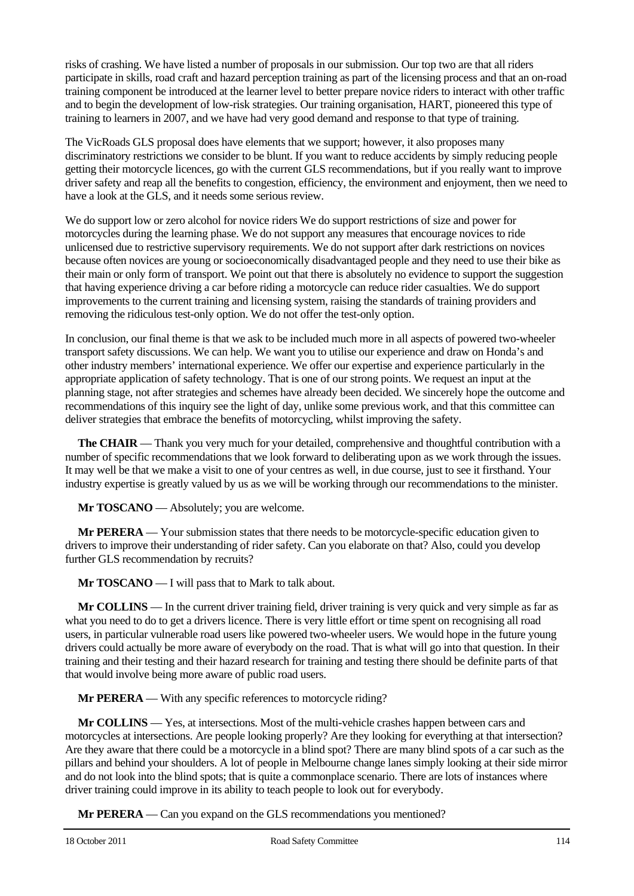risks of crashing. We have listed a number of proposals in our submission. Our top two are that all riders participate in skills, road craft and hazard perception training as part of the licensing process and that an on-road training component be introduced at the learner level to better prepare novice riders to interact with other traffic and to begin the development of low-risk strategies. Our training organisation, HART, pioneered this type of training to learners in 2007, and we have had very good demand and response to that type of training.

The VicRoads GLS proposal does have elements that we support; however, it also proposes many discriminatory restrictions we consider to be blunt. If you want to reduce accidents by simply reducing people getting their motorcycle licences, go with the current GLS recommendations, but if you really want to improve driver safety and reap all the benefits to congestion, efficiency, the environment and enjoyment, then we need to have a look at the GLS, and it needs some serious review.

We do support low or zero alcohol for novice riders We do support restrictions of size and power for motorcycles during the learning phase. We do not support any measures that encourage novices to ride unlicensed due to restrictive supervisory requirements. We do not support after dark restrictions on novices because often novices are young or socioeconomically disadvantaged people and they need to use their bike as their main or only form of transport. We point out that there is absolutely no evidence to support the suggestion that having experience driving a car before riding a motorcycle can reduce rider casualties. We do support improvements to the current training and licensing system, raising the standards of training providers and removing the ridiculous test-only option. We do not offer the test-only option.

In conclusion, our final theme is that we ask to be included much more in all aspects of powered two-wheeler transport safety discussions. We can help. We want you to utilise our experience and draw on Honda's and other industry members' international experience. We offer our expertise and experience particularly in the appropriate application of safety technology. That is one of our strong points. We request an input at the planning stage, not after strategies and schemes have already been decided. We sincerely hope the outcome and recommendations of this inquiry see the light of day, unlike some previous work, and that this committee can deliver strategies that embrace the benefits of motorcycling, whilst improving the safety.

**The CHAIR** — Thank you very much for your detailed, comprehensive and thoughtful contribution with a number of specific recommendations that we look forward to deliberating upon as we work through the issues. It may well be that we make a visit to one of your centres as well, in due course, just to see it firsthand. Your industry expertise is greatly valued by us as we will be working through our recommendations to the minister.

**Mr TOSCANO** — Absolutely; you are welcome.

**Mr PERERA** — Your submission states that there needs to be motorcycle-specific education given to drivers to improve their understanding of rider safety. Can you elaborate on that? Also, could you develop further GLS recommendation by recruits?

**Mr TOSCANO** — I will pass that to Mark to talk about.

**Mr COLLINS** — In the current driver training field, driver training is very quick and very simple as far as what you need to do to get a drivers licence. There is very little effort or time spent on recognising all road users, in particular vulnerable road users like powered two-wheeler users. We would hope in the future young drivers could actually be more aware of everybody on the road. That is what will go into that question. In their training and their testing and their hazard research for training and testing there should be definite parts of that that would involve being more aware of public road users.

**Mr PERERA** — With any specific references to motorcycle riding?

**Mr COLLINS** — Yes, at intersections. Most of the multi-vehicle crashes happen between cars and motorcycles at intersections. Are people looking properly? Are they looking for everything at that intersection? Are they aware that there could be a motorcycle in a blind spot? There are many blind spots of a car such as the pillars and behind your shoulders. A lot of people in Melbourne change lanes simply looking at their side mirror and do not look into the blind spots; that is quite a commonplace scenario. There are lots of instances where driver training could improve in its ability to teach people to look out for everybody.

**Mr PERERA** — Can you expand on the GLS recommendations you mentioned?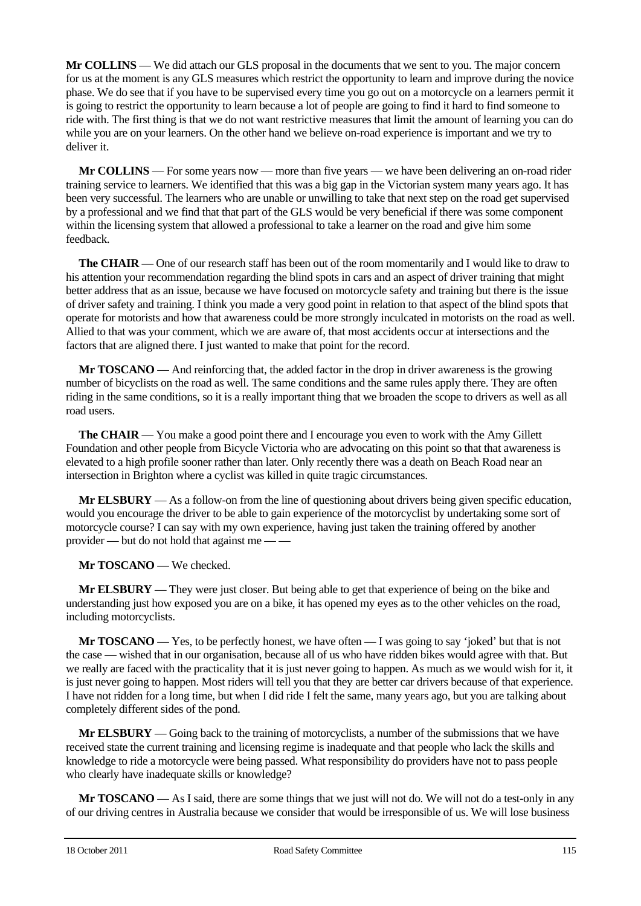**Mr COLLINS** — We did attach our GLS proposal in the documents that we sent to you. The major concern for us at the moment is any GLS measures which restrict the opportunity to learn and improve during the novice phase. We do see that if you have to be supervised every time you go out on a motorcycle on a learners permit it is going to restrict the opportunity to learn because a lot of people are going to find it hard to find someone to ride with. The first thing is that we do not want restrictive measures that limit the amount of learning you can do while you are on your learners. On the other hand we believe on-road experience is important and we try to deliver it.

**Mr COLLINS** — For some years now — more than five years — we have been delivering an on-road rider training service to learners. We identified that this was a big gap in the Victorian system many years ago. It has been very successful. The learners who are unable or unwilling to take that next step on the road get supervised by a professional and we find that that part of the GLS would be very beneficial if there was some component within the licensing system that allowed a professional to take a learner on the road and give him some feedback.

**The CHAIR** — One of our research staff has been out of the room momentarily and I would like to draw to his attention your recommendation regarding the blind spots in cars and an aspect of driver training that might better address that as an issue, because we have focused on motorcycle safety and training but there is the issue of driver safety and training. I think you made a very good point in relation to that aspect of the blind spots that operate for motorists and how that awareness could be more strongly inculcated in motorists on the road as well. Allied to that was your comment, which we are aware of, that most accidents occur at intersections and the factors that are aligned there. I just wanted to make that point for the record.

**Mr TOSCANO** — And reinforcing that, the added factor in the drop in driver awareness is the growing number of bicyclists on the road as well. The same conditions and the same rules apply there. They are often riding in the same conditions, so it is a really important thing that we broaden the scope to drivers as well as all road users.

**The CHAIR** — You make a good point there and I encourage you even to work with the Amy Gillett Foundation and other people from Bicycle Victoria who are advocating on this point so that that awareness is elevated to a high profile sooner rather than later. Only recently there was a death on Beach Road near an intersection in Brighton where a cyclist was killed in quite tragic circumstances.

**Mr ELSBURY** — As a follow-on from the line of questioning about drivers being given specific education, would you encourage the driver to be able to gain experience of the motorcyclist by undertaking some sort of motorcycle course? I can say with my own experience, having just taken the training offered by another provider — but do not hold that against me — —

**Mr TOSCANO** — We checked.

**Mr ELSBURY** — They were just closer. But being able to get that experience of being on the bike and understanding just how exposed you are on a bike, it has opened my eyes as to the other vehicles on the road, including motorcyclists.

**Mr TOSCANO** — Yes, to be perfectly honest, we have often — I was going to say 'joked' but that is not the case — wished that in our organisation, because all of us who have ridden bikes would agree with that. But we really are faced with the practicality that it is just never going to happen. As much as we would wish for it, it is just never going to happen. Most riders will tell you that they are better car drivers because of that experience. I have not ridden for a long time, but when I did ride I felt the same, many years ago, but you are talking about completely different sides of the pond.

**Mr ELSBURY** — Going back to the training of motorcyclists, a number of the submissions that we have received state the current training and licensing regime is inadequate and that people who lack the skills and knowledge to ride a motorcycle were being passed. What responsibility do providers have not to pass people who clearly have inadequate skills or knowledge?

**Mr TOSCANO** — As I said, there are some things that we just will not do. We will not do a test-only in any of our driving centres in Australia because we consider that would be irresponsible of us. We will lose business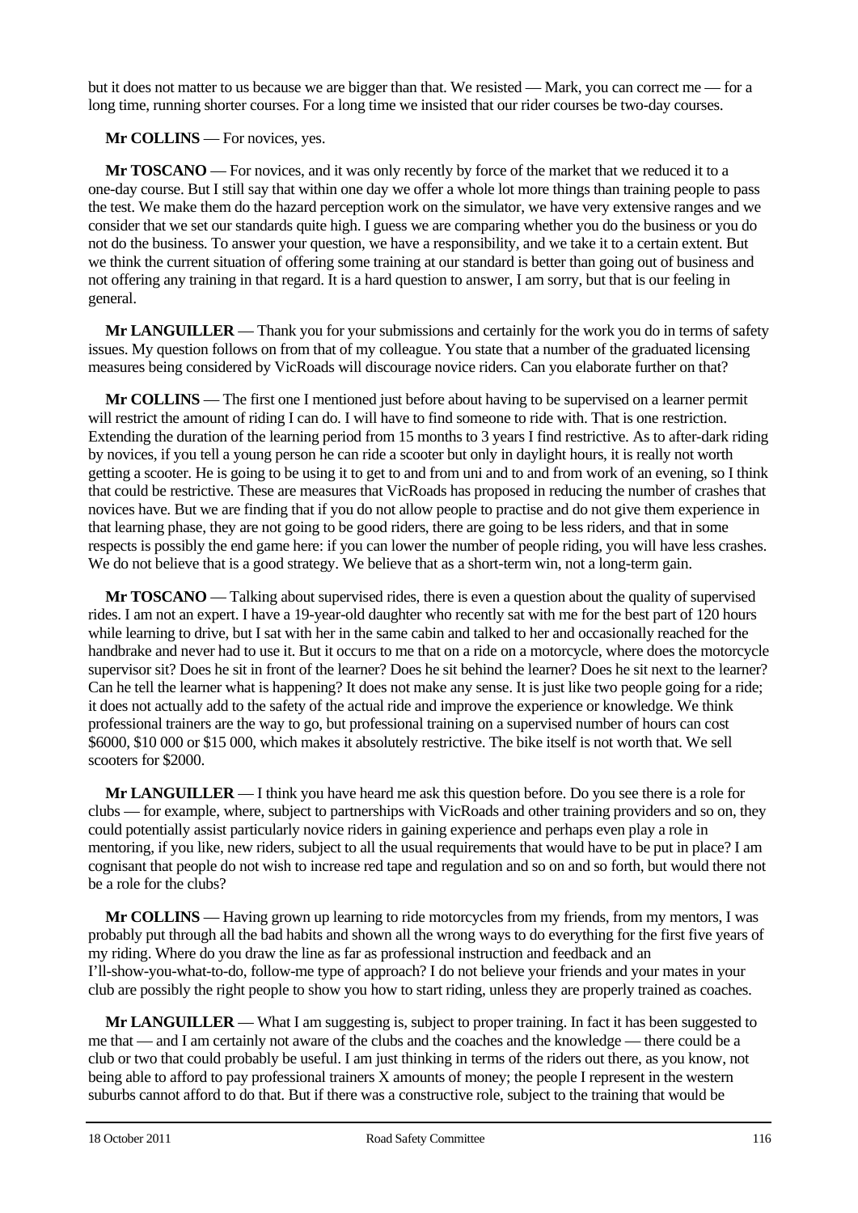but it does not matter to us because we are bigger than that. We resisted — Mark, you can correct me — for a long time, running shorter courses. For a long time we insisted that our rider courses be two-day courses.

**Mr COLLINS** — For novices, yes.

**Mr TOSCANO** — For novices, and it was only recently by force of the market that we reduced it to a one-day course. But I still say that within one day we offer a whole lot more things than training people to pass the test. We make them do the hazard perception work on the simulator, we have very extensive ranges and we consider that we set our standards quite high. I guess we are comparing whether you do the business or you do not do the business. To answer your question, we have a responsibility, and we take it to a certain extent. But we think the current situation of offering some training at our standard is better than going out of business and not offering any training in that regard. It is a hard question to answer, I am sorry, but that is our feeling in general.

**Mr LANGUILLER** — Thank you for your submissions and certainly for the work you do in terms of safety issues. My question follows on from that of my colleague. You state that a number of the graduated licensing measures being considered by VicRoads will discourage novice riders. Can you elaborate further on that?

**Mr COLLINS** — The first one I mentioned just before about having to be supervised on a learner permit will restrict the amount of riding I can do. I will have to find someone to ride with. That is one restriction. Extending the duration of the learning period from 15 months to 3 years I find restrictive. As to after-dark riding by novices, if you tell a young person he can ride a scooter but only in daylight hours, it is really not worth getting a scooter. He is going to be using it to get to and from uni and to and from work of an evening, so I think that could be restrictive. These are measures that VicRoads has proposed in reducing the number of crashes that novices have. But we are finding that if you do not allow people to practise and do not give them experience in that learning phase, they are not going to be good riders, there are going to be less riders, and that in some respects is possibly the end game here: if you can lower the number of people riding, you will have less crashes. We do not believe that is a good strategy. We believe that as a short-term win, not a long-term gain.

**Mr TOSCANO** — Talking about supervised rides, there is even a question about the quality of supervised rides. I am not an expert. I have a 19-year-old daughter who recently sat with me for the best part of 120 hours while learning to drive, but I sat with her in the same cabin and talked to her and occasionally reached for the handbrake and never had to use it. But it occurs to me that on a ride on a motorcycle, where does the motorcycle supervisor sit? Does he sit in front of the learner? Does he sit behind the learner? Does he sit next to the learner? Can he tell the learner what is happening? It does not make any sense. It is just like two people going for a ride; it does not actually add to the safety of the actual ride and improve the experience or knowledge. We think professional trainers are the way to go, but professional training on a supervised number of hours can cost \$6000, \$10 000 or \$15 000, which makes it absolutely restrictive. The bike itself is not worth that. We sell scooters for \$2000.

**Mr LANGUILLER** — I think you have heard me ask this question before. Do you see there is a role for clubs — for example, where, subject to partnerships with VicRoads and other training providers and so on, they could potentially assist particularly novice riders in gaining experience and perhaps even play a role in mentoring, if you like, new riders, subject to all the usual requirements that would have to be put in place? I am cognisant that people do not wish to increase red tape and regulation and so on and so forth, but would there not be a role for the clubs?

**Mr COLLINS** — Having grown up learning to ride motorcycles from my friends, from my mentors, I was probably put through all the bad habits and shown all the wrong ways to do everything for the first five years of my riding. Where do you draw the line as far as professional instruction and feedback and an I'll-show-you-what-to-do, follow-me type of approach? I do not believe your friends and your mates in your club are possibly the right people to show you how to start riding, unless they are properly trained as coaches.

**Mr LANGUILLER** — What I am suggesting is, subject to proper training. In fact it has been suggested to me that — and I am certainly not aware of the clubs and the coaches and the knowledge — there could be a club or two that could probably be useful. I am just thinking in terms of the riders out there, as you know, not being able to afford to pay professional trainers X amounts of money; the people I represent in the western suburbs cannot afford to do that. But if there was a constructive role, subject to the training that would be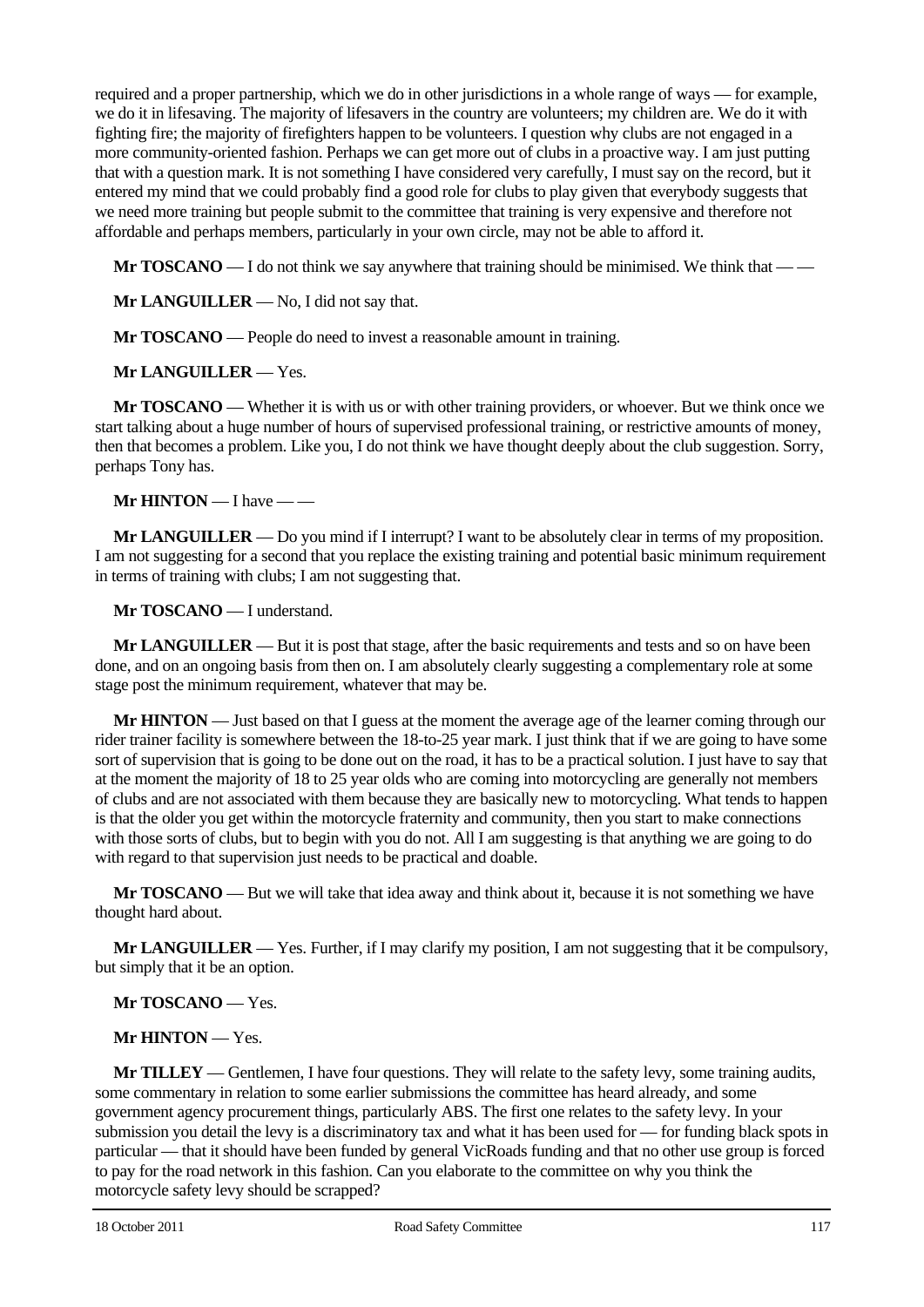required and a proper partnership, which we do in other jurisdictions in a whole range of ways — for example, we do it in lifesaving. The majority of lifesavers in the country are volunteers; my children are. We do it with fighting fire; the majority of firefighters happen to be volunteers. I question why clubs are not engaged in a more community-oriented fashion. Perhaps we can get more out of clubs in a proactive way. I am just putting that with a question mark. It is not something I have considered very carefully, I must say on the record, but it entered my mind that we could probably find a good role for clubs to play given that everybody suggests that we need more training but people submit to the committee that training is very expensive and therefore not affordable and perhaps members, particularly in your own circle, may not be able to afford it.

**Mr TOSCANO** — I do not think we say anywhere that training should be minimised. We think that — —

**Mr LANGUILLER** — No, I did not say that.

**Mr TOSCANO** — People do need to invest a reasonable amount in training.

**Mr LANGUILLER** — Yes.

**Mr TOSCANO** — Whether it is with us or with other training providers, or whoever. But we think once we start talking about a huge number of hours of supervised professional training, or restrictive amounts of money, then that becomes a problem. Like you, I do not think we have thought deeply about the club suggestion. Sorry, perhaps Tony has.

**Mr HINTON** — I have — —

**Mr LANGUILLER** — Do you mind if I interrupt? I want to be absolutely clear in terms of my proposition. I am not suggesting for a second that you replace the existing training and potential basic minimum requirement in terms of training with clubs; I am not suggesting that.

**Mr TOSCANO** — I understand.

**Mr LANGUILLER** — But it is post that stage, after the basic requirements and tests and so on have been done, and on an ongoing basis from then on. I am absolutely clearly suggesting a complementary role at some stage post the minimum requirement, whatever that may be.

**Mr HINTON** — Just based on that I guess at the moment the average age of the learner coming through our rider trainer facility is somewhere between the 18-to-25 year mark. I just think that if we are going to have some sort of supervision that is going to be done out on the road, it has to be a practical solution. I just have to say that at the moment the majority of 18 to 25 year olds who are coming into motorcycling are generally not members of clubs and are not associated with them because they are basically new to motorcycling. What tends to happen is that the older you get within the motorcycle fraternity and community, then you start to make connections with those sorts of clubs, but to begin with you do not. All I am suggesting is that anything we are going to do with regard to that supervision just needs to be practical and doable.

**Mr TOSCANO** — But we will take that idea away and think about it, because it is not something we have thought hard about.

**Mr LANGUILLER** — Yes. Further, if I may clarify my position, I am not suggesting that it be compulsory, but simply that it be an option.

**Mr TOSCANO** — Yes.

**Mr HINTON** — Yes.

**Mr TILLEY** — Gentlemen, I have four questions. They will relate to the safety levy, some training audits, some commentary in relation to some earlier submissions the committee has heard already, and some government agency procurement things, particularly ABS. The first one relates to the safety levy. In your submission you detail the levy is a discriminatory tax and what it has been used for — for funding black spots in particular — that it should have been funded by general VicRoads funding and that no other use group is forced to pay for the road network in this fashion. Can you elaborate to the committee on why you think the motorcycle safety levy should be scrapped?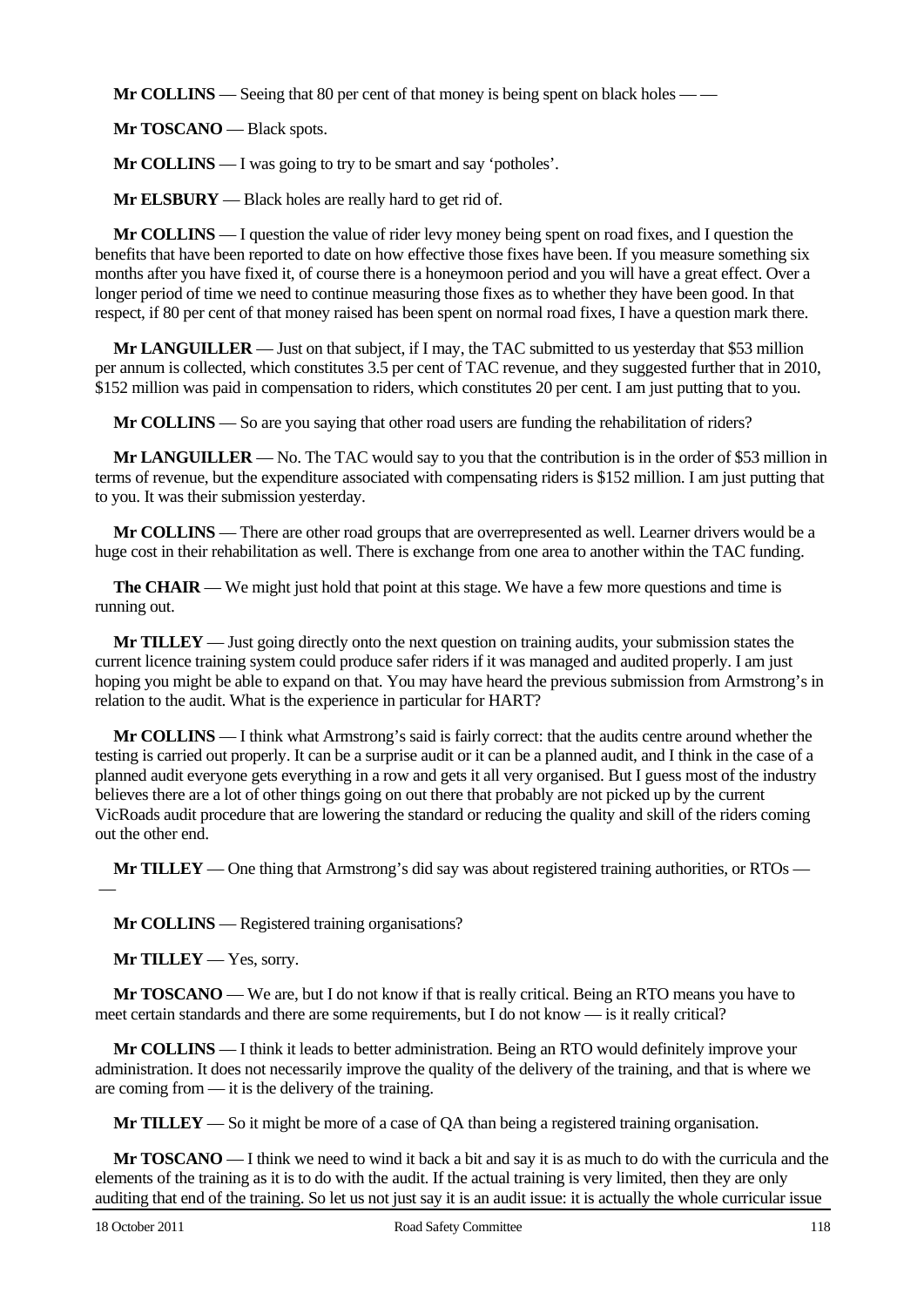**Mr COLLINS** — Seeing that 80 per cent of that money is being spent on black holes — —

**Mr TOSCANO** — Black spots.

**Mr COLLINS** — I was going to try to be smart and say 'potholes'.

**Mr ELSBURY** — Black holes are really hard to get rid of.

**Mr COLLINS** — I question the value of rider levy money being spent on road fixes, and I question the benefits that have been reported to date on how effective those fixes have been. If you measure something six months after you have fixed it, of course there is a honeymoon period and you will have a great effect. Over a longer period of time we need to continue measuring those fixes as to whether they have been good. In that respect, if 80 per cent of that money raised has been spent on normal road fixes, I have a question mark there.

**Mr LANGUILLER** — Just on that subject, if I may, the TAC submitted to us yesterday that $53 million per annum is collected, which constitutes 3.5 per cent of TAC revenue, and they suggested further that in 2010, $152 million was paid in compensation to riders, which constitutes 20 per cent. I am just putting that to you.

**Mr COLLINS** — So are you saying that other road users are funding the rehabilitation of riders?

**Mr LANGUILLER** — No. The TAC would say to you that the contribution is in the order of $53 million in terms of revenue, but the expenditure associated with compensating riders is $152 million. I am just putting that to you. It was their submission yesterday.

**Mr COLLINS** — There are other road groups that are overrepresented as well. Learner drivers would be a huge cost in their rehabilitation as well. There is exchange from one area to another within the TAC funding.

**The CHAIR** — We might just hold that point at this stage. We have a few more questions and time is running out.

**Mr TILLEY** — Just going directly onto the next question on training audits, your submission states the current licence training system could produce safer riders if it was managed and audited properly. I am just hoping you might be able to expand on that. You may have heard the previous submission from Armstrong's in relation to the audit. What is the experience in particular for HART?

**Mr COLLINS** — I think what Armstrong's said is fairly correct: that the audits centre around whether the testing is carried out properly. It can be a surprise audit or it can be a planned audit, and I think in the case of a planned audit everyone gets everything in a row and gets it all very organised. But I guess most of the industry believes there are a lot of other things going on out there that probably are not picked up by the current VicRoads audit procedure that are lowering the standard or reducing the quality and skill of the riders coming out the other end.

**Mr TILLEY** — One thing that Armstrong's did say was about registered training authorities, or RTOs — —

**Mr COLLINS** — Registered training organisations?

**Mr TILLEY** — Yes, sorry.

**Mr TOSCANO** — We are, but I do not know if that is really critical. Being an RTO means you have to meet certain standards and there are some requirements, but I do not know — is it really critical?

**Mr COLLINS** — I think it leads to better administration. Being an RTO would definitely improve your administration. It does not necessarily improve the quality of the delivery of the training, and that is where we are coming from — it is the delivery of the training.

**Mr TILLEY** — So it might be more of a case of QA than being a registered training organisation.

**Mr TOSCANO** — I think we need to wind it back a bit and say it is as much to do with the curricula and the elements of the training as it is to do with the audit. If the actual training is very limited, then they are only auditing that end of the training. So let us not just say it is an audit issue: it is actually the whole curricular issue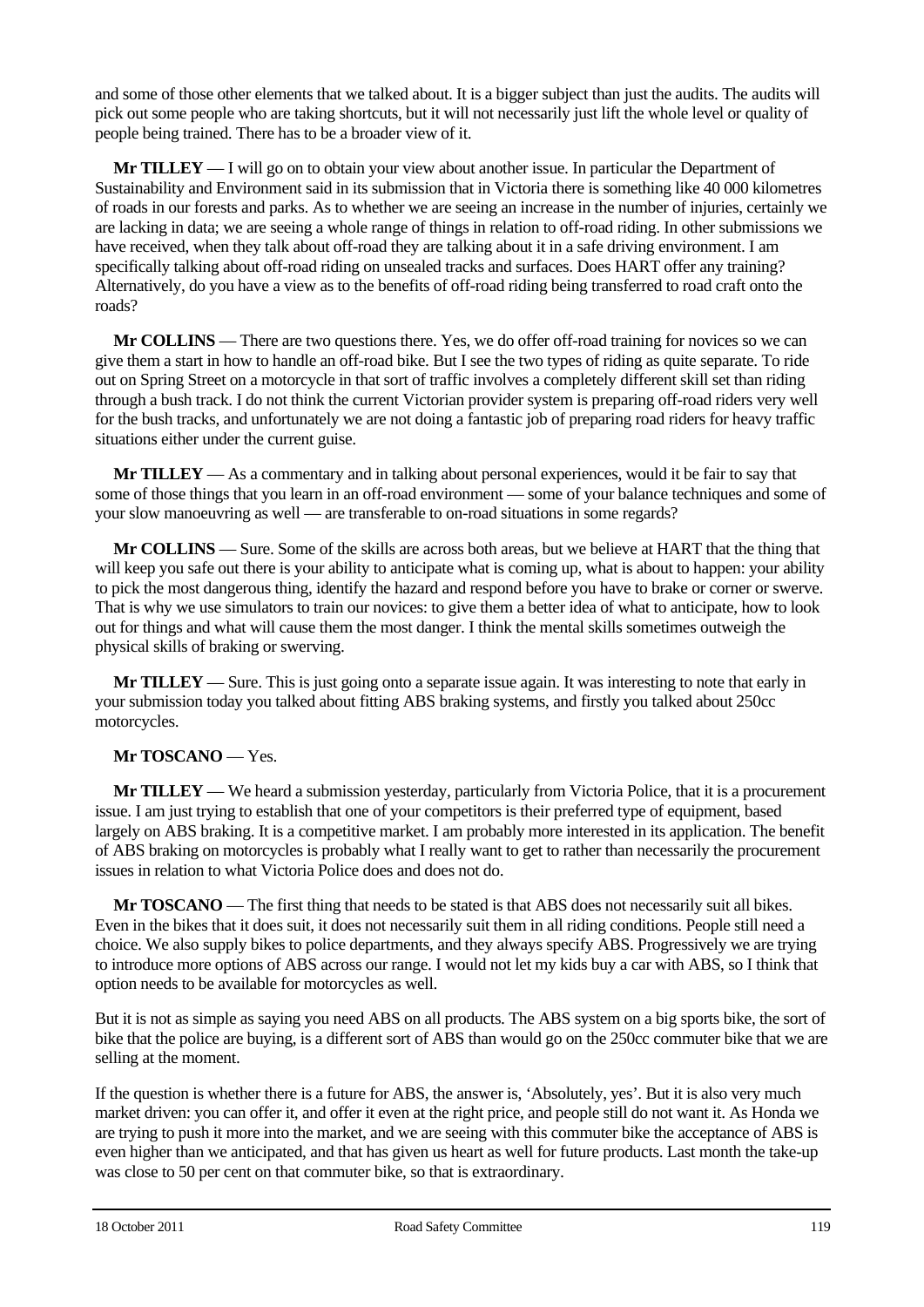and some of those other elements that we talked about. It is a bigger subject than just the audits. The audits will pick out some people who are taking shortcuts, but it will not necessarily just lift the whole level or quality of people being trained. There has to be a broader view of it.

**Mr TILLEY** — I will go on to obtain your view about another issue. In particular the Department of Sustainability and Environment said in its submission that in Victoria there is something like 40 000 kilometres of roads in our forests and parks. As to whether we are seeing an increase in the number of injuries, certainly we are lacking in data; we are seeing a whole range of things in relation to off-road riding. In other submissions we have received, when they talk about off-road they are talking about it in a safe driving environment. I am specifically talking about off-road riding on unsealed tracks and surfaces. Does HART offer any training? Alternatively, do you have a view as to the benefits of off-road riding being transferred to road craft onto the roads?

**Mr COLLINS** — There are two questions there. Yes, we do offer off-road training for novices so we can give them a start in how to handle an off-road bike. But I see the two types of riding as quite separate. To ride out on Spring Street on a motorcycle in that sort of traffic involves a completely different skill set than riding through a bush track. I do not think the current Victorian provider system is preparing off-road riders very well for the bush tracks, and unfortunately we are not doing a fantastic job of preparing road riders for heavy traffic situations either under the current guise.

**Mr TILLEY** — As a commentary and in talking about personal experiences, would it be fair to say that some of those things that you learn in an off-road environment — some of your balance techniques and some of your slow manoeuvring as well — are transferable to on-road situations in some regards?

**Mr COLLINS** — Sure. Some of the skills are across both areas, but we believe at HART that the thing that will keep you safe out there is your ability to anticipate what is coming up, what is about to happen: your ability to pick the most dangerous thing, identify the hazard and respond before you have to brake or corner or swerve. That is why we use simulators to train our novices: to give them a better idea of what to anticipate, how to look out for things and what will cause them the most danger. I think the mental skills sometimes outweigh the physical skills of braking or swerving.

**Mr TILLEY** — Sure. This is just going onto a separate issue again. It was interesting to note that early in your submission today you talked about fitting ABS braking systems, and firstly you talked about 250cc motorcycles.

**Mr TOSCANO** — Yes.

**Mr TILLEY** — We heard a submission yesterday, particularly from Victoria Police, that it is a procurement issue. I am just trying to establish that one of your competitors is their preferred type of equipment, based largely on ABS braking. It is a competitive market. I am probably more interested in its application. The benefit of ABS braking on motorcycles is probably what I really want to get to rather than necessarily the procurement issues in relation to what Victoria Police does and does not do.

**Mr TOSCANO** — The first thing that needs to be stated is that ABS does not necessarily suit all bikes. Even in the bikes that it does suit, it does not necessarily suit them in all riding conditions. People still need a choice. We also supply bikes to police departments, and they always specify ABS. Progressively we are trying to introduce more options of ABS across our range. I would not let my kids buy a car with ABS, so I think that option needs to be available for motorcycles as well.

But it is not as simple as saying you need ABS on all products. The ABS system on a big sports bike, the sort of bike that the police are buying, is a different sort of ABS than would go on the 250cc commuter bike that we are selling at the moment.

If the question is whether there is a future for ABS, the answer is, 'Absolutely, yes'. But it is also very much market driven: you can offer it, and offer it even at the right price, and people still do not want it. As Honda we are trying to push it more into the market, and we are seeing with this commuter bike the acceptance of ABS is even higher than we anticipated, and that has given us heart as well for future products. Last month the take-up was close to 50 per cent on that commuter bike, so that is extraordinary.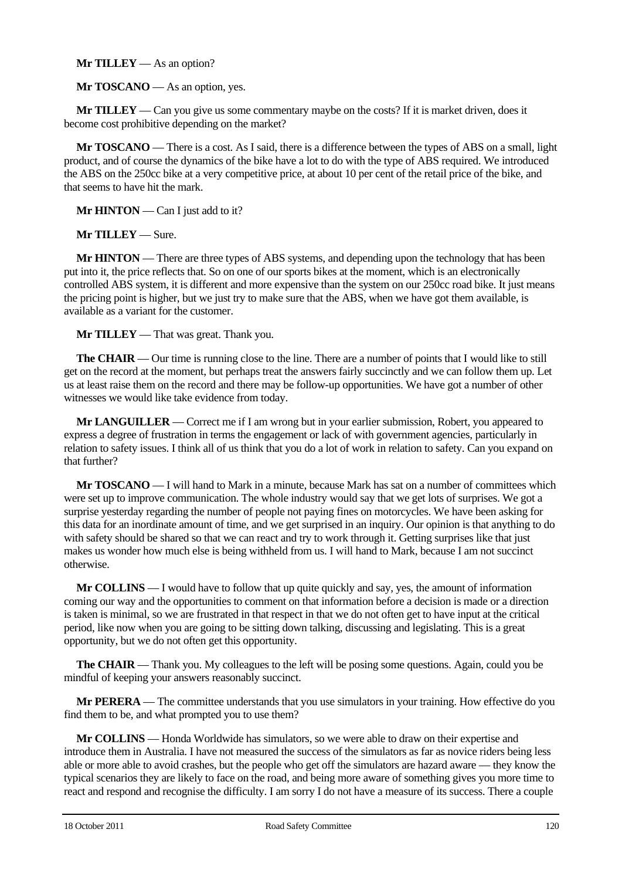**Mr TILLEY** — As an option?

**Mr TOSCANO** — As an option, yes.

**Mr TILLEY** — Can you give us some commentary maybe on the costs? If it is market driven, does it become cost prohibitive depending on the market?

**Mr TOSCANO** — There is a cost. As I said, there is a difference between the types of ABS on a small, light product, and of course the dynamics of the bike have a lot to do with the type of ABS required. We introduced the ABS on the 250cc bike at a very competitive price, at about 10 per cent of the retail price of the bike, and that seems to have hit the mark.

**Mr HINTON** — Can I just add to it?

**Mr TILLEY** — Sure.

**Mr HINTON** — There are three types of ABS systems, and depending upon the technology that has been put into it, the price reflects that. So on one of our sports bikes at the moment, which is an electronically controlled ABS system, it is different and more expensive than the system on our 250cc road bike. It just means the pricing point is higher, but we just try to make sure that the ABS, when we have got them available, is available as a variant for the customer.

**Mr TILLEY** — That was great. Thank you.

**The CHAIR** — Our time is running close to the line. There are a number of points that I would like to still get on the record at the moment, but perhaps treat the answers fairly succinctly and we can follow them up. Let us at least raise them on the record and there may be follow-up opportunities. We have got a number of other witnesses we would like take evidence from today.

**Mr LANGUILLER** — Correct me if I am wrong but in your earlier submission, Robert, you appeared to express a degree of frustration in terms the engagement or lack of with government agencies, particularly in relation to safety issues. I think all of us think that you do a lot of work in relation to safety. Can you expand on that further?

**Mr TOSCANO** — I will hand to Mark in a minute, because Mark has sat on a number of committees which were set up to improve communication. The whole industry would say that we get lots of surprises. We got a surprise yesterday regarding the number of people not paying fines on motorcycles. We have been asking for this data for an inordinate amount of time, and we get surprised in an inquiry. Our opinion is that anything to do with safety should be shared so that we can react and try to work through it. Getting surprises like that just makes us wonder how much else is being withheld from us. I will hand to Mark, because I am not succinct otherwise.

**Mr COLLINS** — I would have to follow that up quite quickly and say, yes, the amount of information coming our way and the opportunities to comment on that information before a decision is made or a direction is taken is minimal, so we are frustrated in that respect in that we do not often get to have input at the critical period, like now when you are going to be sitting down talking, discussing and legislating. This is a great opportunity, but we do not often get this opportunity.

**The CHAIR** — Thank you. My colleagues to the left will be posing some questions. Again, could you be mindful of keeping your answers reasonably succinct.

**Mr PERERA** — The committee understands that you use simulators in your training. How effective do you find them to be, and what prompted you to use them?

**Mr COLLINS** — Honda Worldwide has simulators, so we were able to draw on their expertise and introduce them in Australia. I have not measured the success of the simulators as far as novice riders being less able or more able to avoid crashes, but the people who get off the simulators are hazard aware — they know the typical scenarios they are likely to face on the road, and being more aware of something gives you more time to react and respond and recognise the difficulty. I am sorry I do not have a measure of its success. There a couple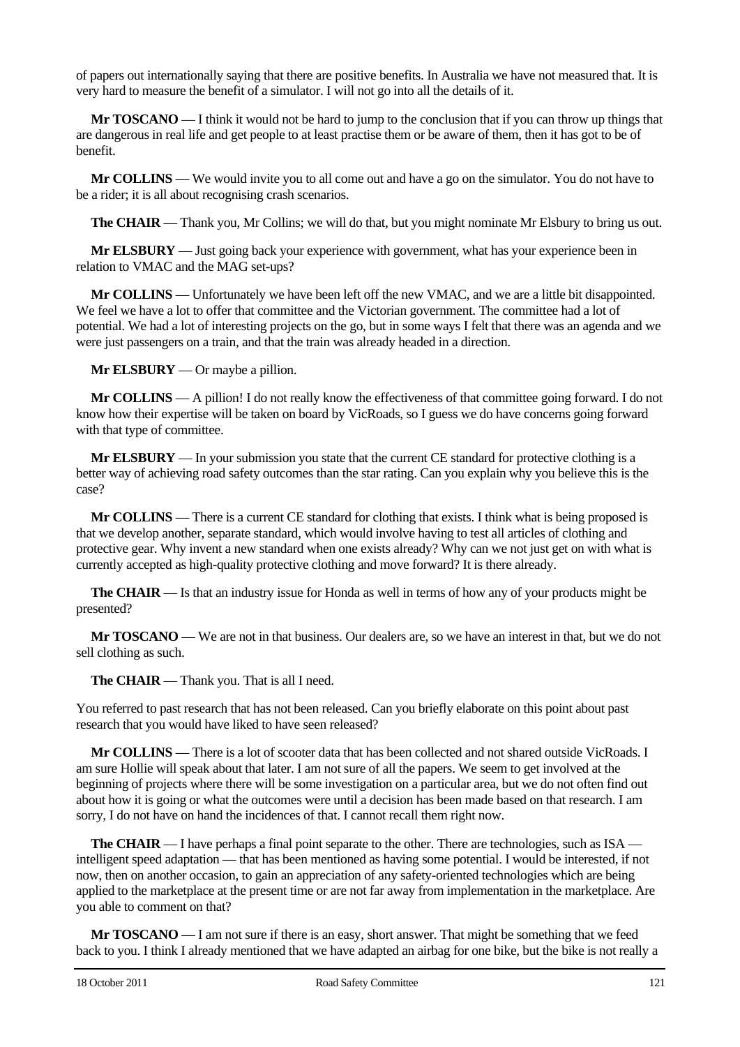of papers out internationally saying that there are positive benefits. In Australia we have not measured that. It is very hard to measure the benefit of a simulator. I will not go into all the details of it.

**Mr TOSCANO** — I think it would not be hard to jump to the conclusion that if you can throw up things that are dangerous in real life and get people to at least practise them or be aware of them, then it has got to be of benefit.

**Mr COLLINS** — We would invite you to all come out and have a go on the simulator. You do not have to be a rider; it is all about recognising crash scenarios.

**The CHAIR** — Thank you, Mr Collins; we will do that, but you might nominate Mr Elsbury to bring us out.

**Mr ELSBURY** — Just going back your experience with government, what has your experience been in relation to VMAC and the MAG set-ups?

**Mr COLLINS** — Unfortunately we have been left off the new VMAC, and we are a little bit disappointed. We feel we have a lot to offer that committee and the Victorian government. The committee had a lot of potential. We had a lot of interesting projects on the go, but in some ways I felt that there was an agenda and we were just passengers on a train, and that the train was already headed in a direction.

**Mr ELSBURY** — Or maybe a pillion.

**Mr COLLINS** — A pillion! I do not really know the effectiveness of that committee going forward. I do not know how their expertise will be taken on board by VicRoads, so I guess we do have concerns going forward with that type of committee.

**Mr ELSBURY** — In your submission you state that the current CE standard for protective clothing is a better way of achieving road safety outcomes than the star rating. Can you explain why you believe this is the case?

**Mr COLLINS** — There is a current CE standard for clothing that exists. I think what is being proposed is that we develop another, separate standard, which would involve having to test all articles of clothing and protective gear. Why invent a new standard when one exists already? Why can we not just get on with what is currently accepted as high-quality protective clothing and move forward? It is there already.

**The CHAIR** — Is that an industry issue for Honda as well in terms of how any of your products might be presented?

**Mr TOSCANO** — We are not in that business. Our dealers are, so we have an interest in that, but we do not sell clothing as such.

**The CHAIR** — Thank you. That is all I need.

You referred to past research that has not been released. Can you briefly elaborate on this point about past research that you would have liked to have seen released?

**Mr COLLINS** — There is a lot of scooter data that has been collected and not shared outside VicRoads. I am sure Hollie will speak about that later. I am not sure of all the papers. We seem to get involved at the beginning of projects where there will be some investigation on a particular area, but we do not often find out about how it is going or what the outcomes were until a decision has been made based on that research. I am sorry, I do not have on hand the incidences of that. I cannot recall them right now.

**The CHAIR** — I have perhaps a final point separate to the other. There are technologies, such as ISA — intelligent speed adaptation — that has been mentioned as having some potential. I would be interested, if not now, then on another occasion, to gain an appreciation of any safety-oriented technologies which are being applied to the marketplace at the present time or are not far away from implementation in the marketplace. Are you able to comment on that?

**Mr TOSCANO** — I am not sure if there is an easy, short answer. That might be something that we feed back to you. I think I already mentioned that we have adapted an airbag for one bike, but the bike is not really a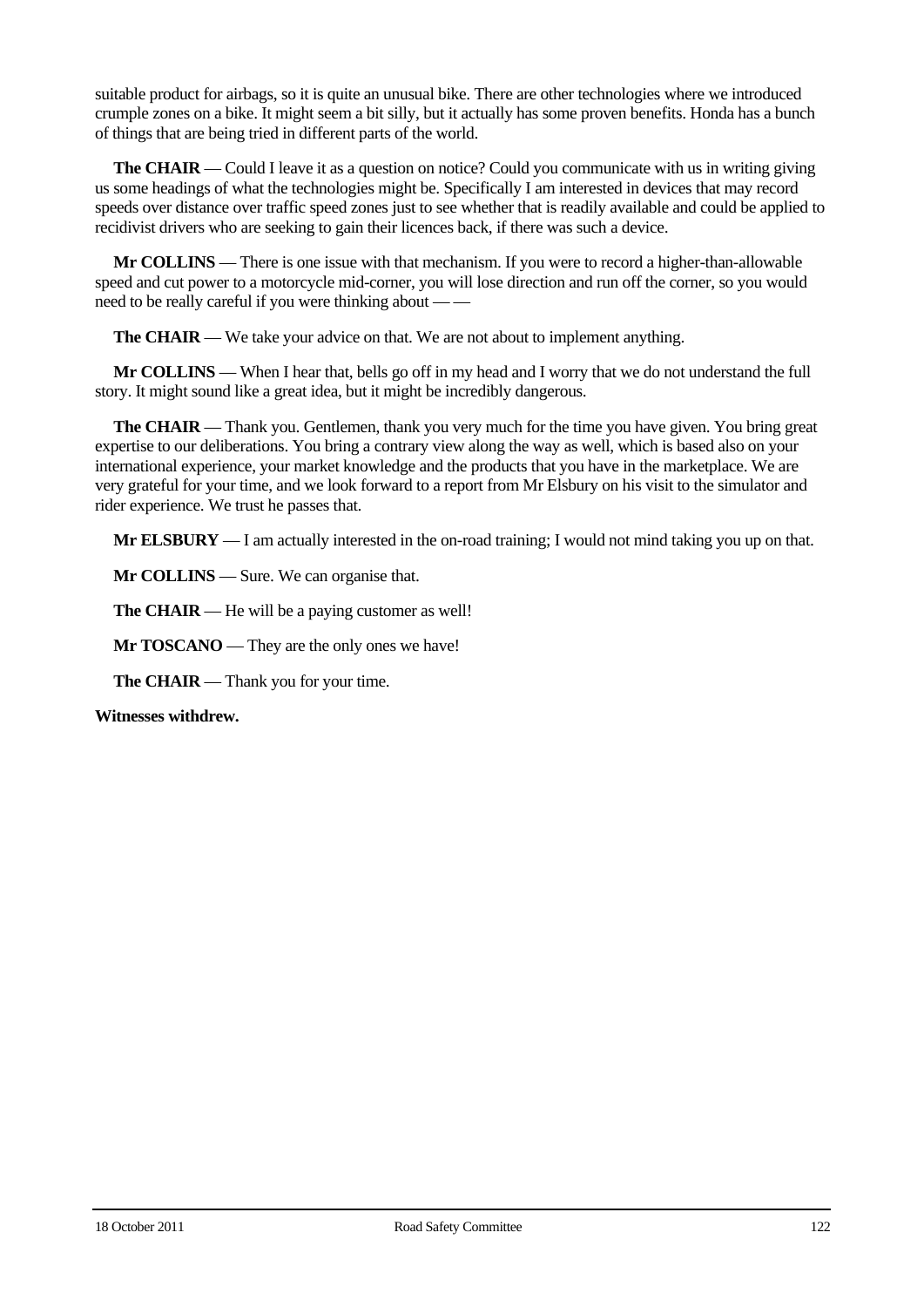suitable product for airbags, so it is quite an unusual bike. There are other technologies where we introduced crumple zones on a bike. It might seem a bit silly, but it actually has some proven benefits. Honda has a bunch of things that are being tried in different parts of the world.

**The CHAIR** — Could I leave it as a question on notice? Could you communicate with us in writing giving us some headings of what the technologies might be. Specifically I am interested in devices that may record speeds over distance over traffic speed zones just to see whether that is readily available and could be applied to recidivist drivers who are seeking to gain their licences back, if there was such a device.

**Mr COLLINS** — There is one issue with that mechanism. If you were to record a higher-than-allowable speed and cut power to a motorcycle mid-corner, you will lose direction and run off the corner, so you would need to be really careful if you were thinking about — —

**The CHAIR** — We take your advice on that. We are not about to implement anything.

**Mr COLLINS** — When I hear that, bells go off in my head and I worry that we do not understand the full story. It might sound like a great idea, but it might be incredibly dangerous.

**The CHAIR** — Thank you. Gentlemen, thank you very much for the time you have given. You bring great expertise to our deliberations. You bring a contrary view along the way as well, which is based also on your international experience, your market knowledge and the products that you have in the marketplace. We are very grateful for your time, and we look forward to a report from Mr Elsbury on his visit to the simulator and rider experience. We trust he passes that.

**Mr ELSBURY** — I am actually interested in the on-road training; I would not mind taking you up on that.

**Mr COLLINS** — Sure. We can organise that.

**The CHAIR** — He will be a paying customer as well!

**Mr TOSCANO** — They are the only ones we have!

**The CHAIR** — Thank you for your time.

**Witnesses withdrew.**